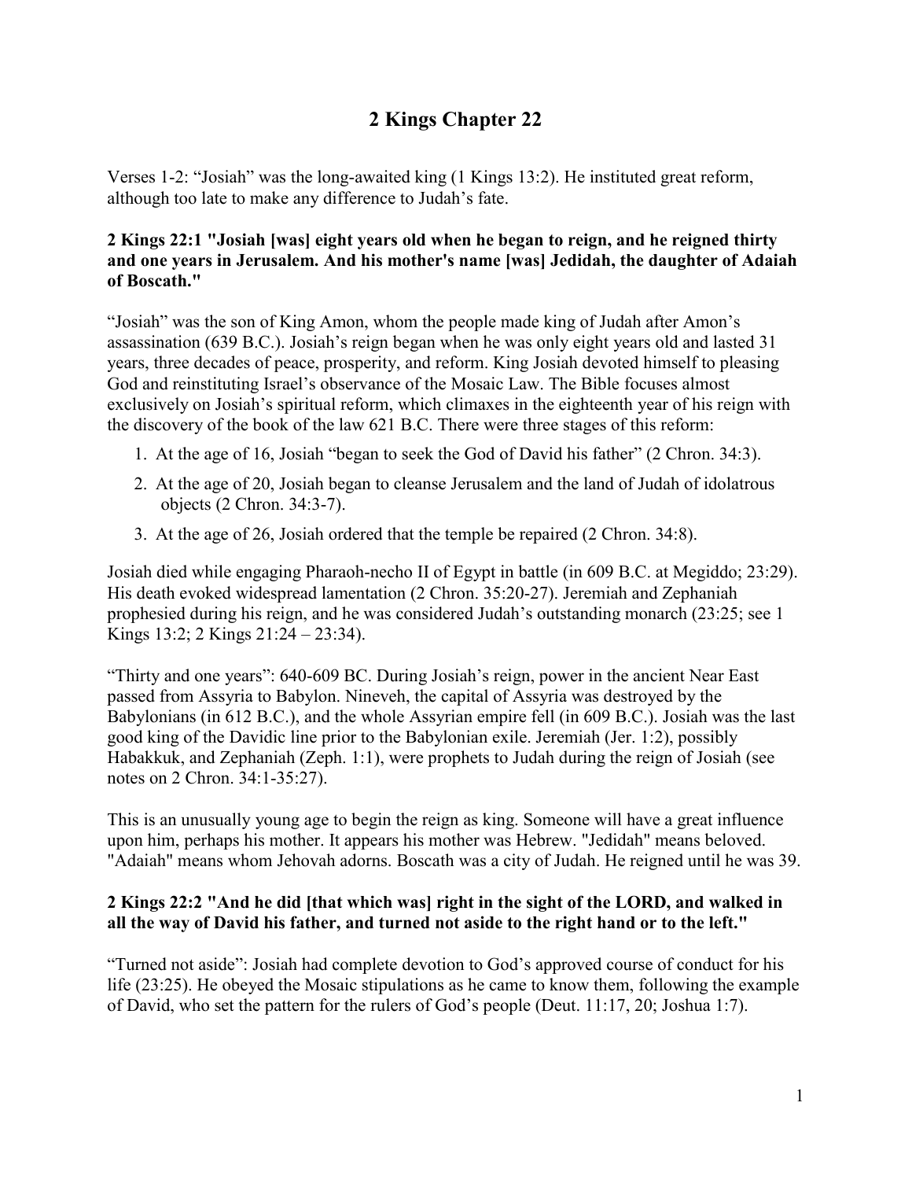# 2 Kings Chapter 22

Verses 1-2: "Josiah" was the long-awaited king (1 Kings 13:2). He instituted great reform, although too late to make any difference to Judah's fate.

**2 Kings 22:1 "Josiah [was] eight years old when he began to reign, and he reigned thirty and one years in Jerusalem. And his mother's name [was] Jedidah, the daughter of Adaiah of Boscath."**

"Josiah" was the son of King Amon, whom the people made king of Judah after Amon's assassination (639 B.C.). Josiah's reign began when he was only eight years old and lasted 31 years, three decades of peace, prosperity, and reform. King Josiah devoted himself to pleasing God and reinstituting Israel's observance of the Mosaic Law. The Bible focuses almost exclusively on Josiah's spiritual reform, which climaxes in the eighteenth year of his reign with the discovery of the book of the law 621 B.C. There were three stages of this reform:

1. At the age of 16, Josiah "began to seek the God of David his father" (2 Chron. 34:3).
2. At the age of 20, Josiah began to cleanse Jerusalem and the land of Judah of idolatrous objects (2 Chron. 34:3-7).
3. At the age of 26, Josiah ordered that the temple be repaired (2 Chron. 34:8).

Josiah died while engaging Pharaoh-necho II of Egypt in battle (in 609 B.C. at Megiddo; 23:29). His death evoked widespread lamentation (2 Chron. 35:20-27). Jeremiah and Zephaniah prophesied during his reign, and he was considered Judah's outstanding monarch (23:25; see 1 Kings 13:2; 2 Kings 21:24 – 23:34).

"Thirty and one years": 640-609 BC. During Josiah's reign, power in the ancient Near East passed from Assyria to Babylon. Nineveh, the capital of Assyria was destroyed by the Babylonians (in 612 B.C.), and the whole Assyrian empire fell (in 609 B.C.). Josiah was the last good king of the Davidic line prior to the Babylonian exile. Jeremiah (Jer. 1:2), possibly Habakkuk, and Zephaniah (Zeph. 1:1), were prophets to Judah during the reign of Josiah (see notes on 2 Chron. 34:1-35:27).

This is an unusually young age to begin the reign as king. Someone will have a great influence upon him, perhaps his mother. It appears his mother was Hebrew. "Jedidah" means beloved. "Adaiah" means whom Jehovah adorns. Boscath was a city of Judah. He reigned until he was 39.

**2 Kings 22:2 "And he did [that which was] right in the sight of the LORD, and walked in all the way of David his father, and turned not aside to the right hand or to the left."**

"Turned not aside": Josiah had complete devotion to God's approved course of conduct for his life (23:25). He obeyed the Mosaic stipulations as he came to know them, following the example of David, who set the pattern for the rulers of God's people (Deut. 11:17, 20; Joshua 1:7).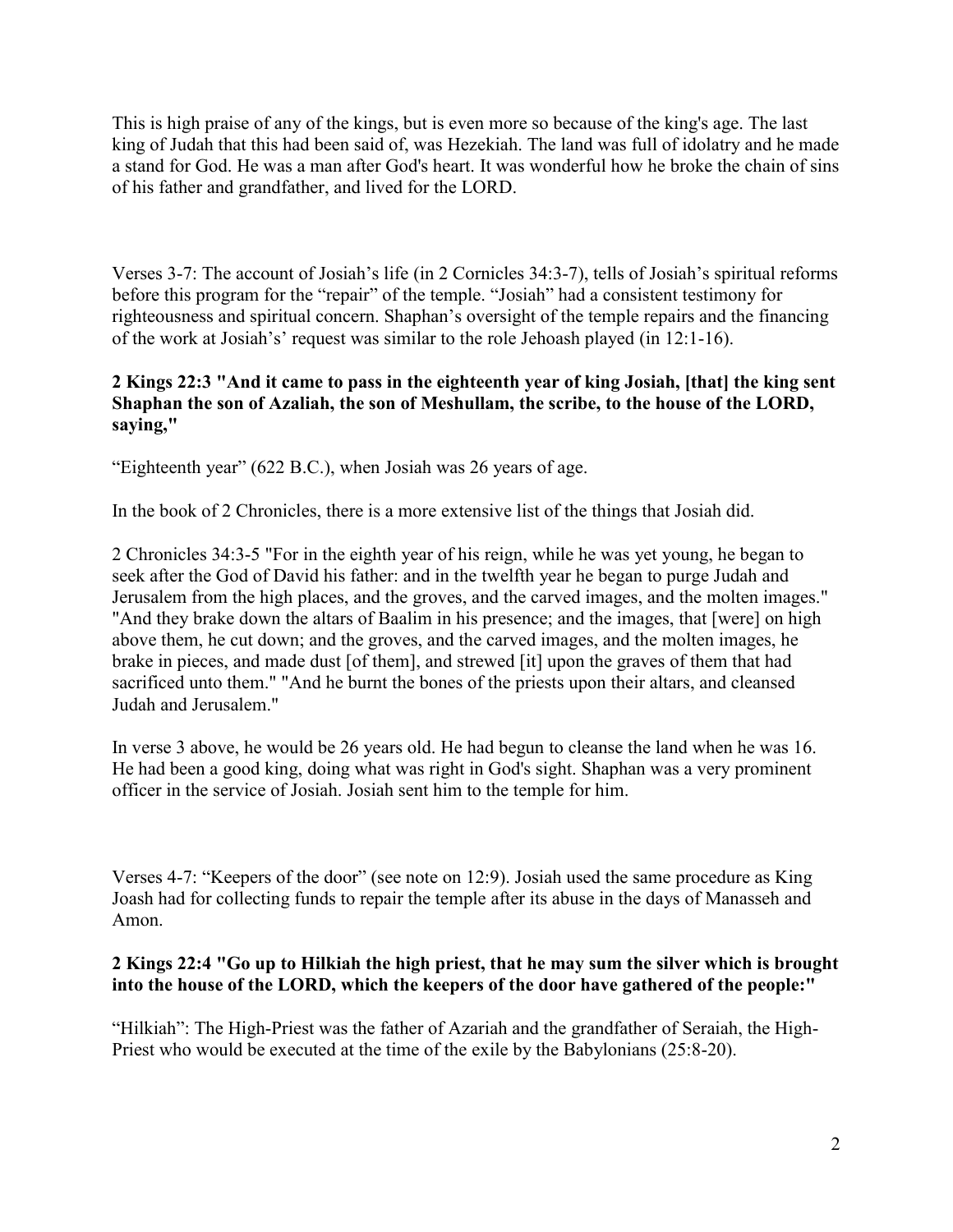This is high praise of any of the kings, but is even more so because of the king's age. The last king of Judah that this had been said of, was Hezekiah. The land was full of idolatry and he made a stand for God. He was a man after God's heart. It was wonderful how he broke the chain of sins of his father and grandfather, and lived for the LORD.

Verses 3-7: The account of Josiah's life (in 2 Cornicles 34:3-7), tells of Josiah's spiritual reforms before this program for the "repair" of the temple. "Josiah" had a consistent testimony for righteousness and spiritual concern. Shaphan's oversight of the temple repairs and the financing of the work at Josiahs' request was similar to the role Jehoash played (in 12:1-16).

**2 Kings 22:3 "And it came to pass in the eighteenth year of king Josiah, [that] the king sent Shaphan the son of Azaliah, the son of Meshullam, the scribe, to the house of the LORD, saying,"**

"Eighteenth year" (622 B.C.), when Josiah was 26 years of age.

In the book of 2 Chronicles, there is a more extensive list of the things that Josiah did.

2 Chronicles 34:3-5 "For in the eighth year of his reign, while he was yet young, he began to seek after the God of David his father: and in the twelfth year he began to purge Judah and Jerusalem from the high places, and the groves, and the carved images, and the molten images." "And they brake down the altars of Baalim in his presence; and the images, that [were] on high above them, he cut down; and the groves, and the carved images, and the molten images, he brake in pieces, and made dust [of them], and strewed [it] upon the graves of them that had sacrificed unto them." "And he burnt the bones of the priests upon their altars, and cleansed Judah and Jerusalem."

In verse 3 above, he would be 26 years old. He had begun to cleanse the land when he was 16. He had been a good king, doing what was right in God's sight. Shaphan was a very prominent officer in the service of Josiah. Josiah sent him to the temple for him.

Verses 4-7: "Keepers of the door" (see note on 12:9). Josiah used the same procedure as King Joash had for collecting funds to repair the temple after its abuse in the days of Manasseh and Amon.

**2 Kings 22:4 "Go up to Hilkiah the high priest, that he may sum the silver which is brought into the house of the LORD, which the keepers of the door have gathered of the people:"**

"Hilkiah": The High-Priest was the father of Azariah and the grandfather of Seraiah, the High-Priest who would be executed at the time of the exile by the Babylonians (25:8-20).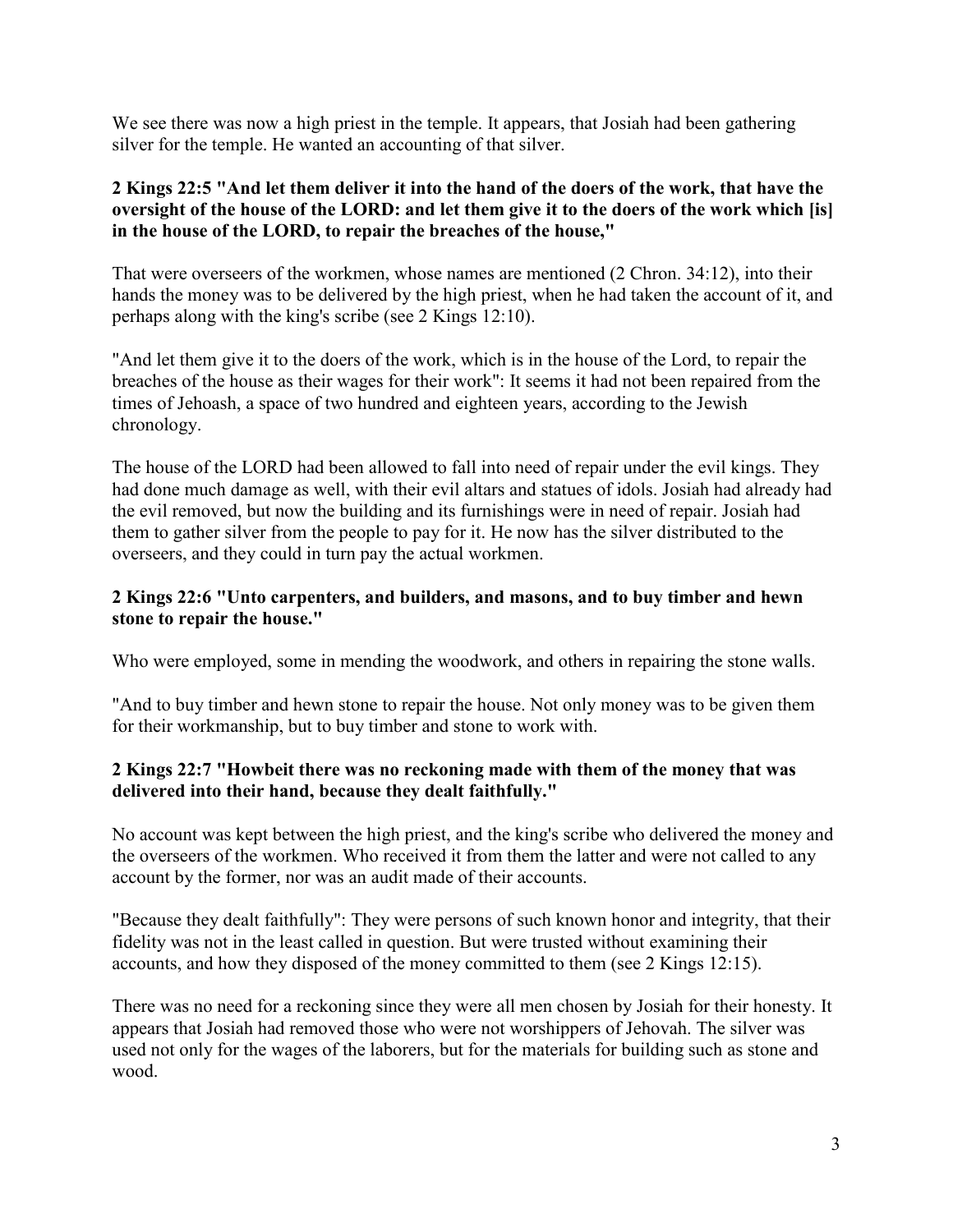We see there was now a high priest in the temple. It appears, that Josiah had been gathering silver for the temple. He wanted an accounting of that silver.

**2 Kings 22:5 "And let them deliver it into the hand of the doers of the work, that have the oversight of the house of the LORD: and let them give it to the doers of the work which [is] in the house of the LORD, to repair the breaches of the house,"**

That were overseers of the workmen, whose names are mentioned (2 Chron. 34:12), into their hands the money was to be delivered by the high priest, when he had taken the account of it, and perhaps along with the king's scribe (see 2 Kings 12:10).

"And let them give it to the doers of the work, which is in the house of the Lord, to repair the breaches of the house as their wages for their work": It seems it had not been repaired from the times of Jehoash, a space of two hundred and eighteen years, according to the Jewish chronology.

The house of the LORD had been allowed to fall into need of repair under the evil kings. They had done much damage as well, with their evil altars and statues of idols. Josiah had already had the evil removed, but now the building and its furnishings were in need of repair. Josiah had them to gather silver from the people to pay for it. He now has the silver distributed to the overseers, and they could in turn pay the actual workmen.

**2 Kings 22:6 "Unto carpenters, and builders, and masons, and to buy timber and hewn stone to repair the house."**

Who were employed, some in mending the woodwork, and others in repairing the stone walls.

"And to buy timber and hewn stone to repair the house. Not only money was to be given them for their workmanship, but to buy timber and stone to work with.

**2 Kings 22:7 "Howbeit there was no reckoning made with them of the money that was delivered into their hand, because they dealt faithfully."**

No account was kept between the high priest, and the king's scribe who delivered the money and the overseers of the workmen. Who received it from them the latter and were not called to any account by the former, nor was an audit made of their accounts.

"Because they dealt faithfully": They were persons of such known honor and integrity, that their fidelity was not in the least called in question. But were trusted without examining their accounts, and how they disposed of the money committed to them (see 2 Kings 12:15).

There was no need for a reckoning since they were all men chosen by Josiah for their honesty. It appears that Josiah had removed those who were not worshippers of Jehovah. The silver was used not only for the wages of the laborers, but for the materials for building such as stone and wood.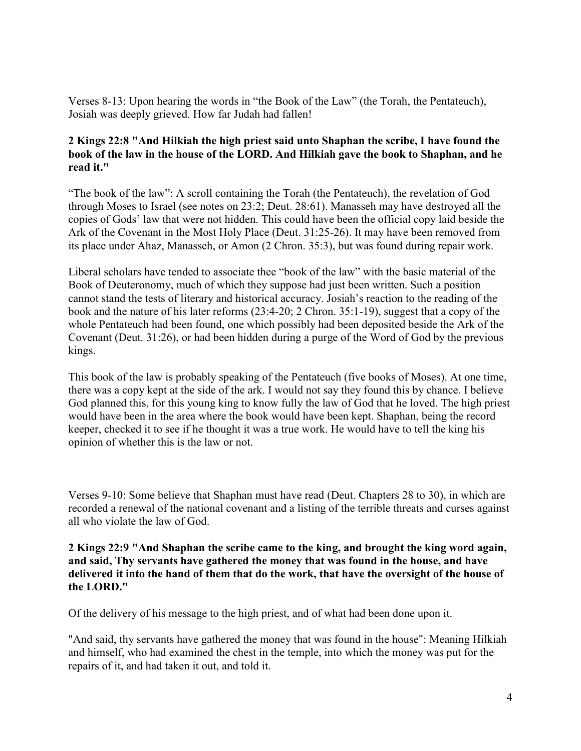Verses 8-13: Upon hearing the words in "the Book of the Law" (the Torah, the Pentateuch), Josiah was deeply grieved. How far Judah had fallen!

**2 Kings 22:8 "And Hilkiah the high priest said unto Shaphan the scribe, I have found the book of the law in the house of the LORD. And Hilkiah gave the book to Shaphan, and he read it."**

"The book of the law": A scroll containing the Torah (the Pentateuch), the revelation of God through Moses to Israel (see notes on 23:2; Deut. 28:61). Manasseh may have destroyed all the copies of Gods' law that were not hidden. This could have been the official copy laid beside the Ark of the Covenant in the Most Holy Place (Deut. 31:25-26). It may have been removed from its place under Ahaz, Manasseh, or Amon (2 Chron. 35:3), but was found during repair work.

Liberal scholars have tended to associate thee "book of the law" with the basic material of the Book of Deuteronomy, much of which they suppose had just been written. Such a position cannot stand the tests of literary and historical accuracy. Josiah's reaction to the reading of the book and the nature of his later reforms (23:4-20; 2 Chron. 35:1-19), suggest that a copy of the whole Pentateuch had been found, one which possibly had been deposited beside the Ark of the Covenant (Deut. 31:26), or had been hidden during a purge of the Word of God by the previous kings.

This book of the law is probably speaking of the Pentateuch (five books of Moses). At one time, there was a copy kept at the side of the ark. I would not say they found this by chance. I believe God planned this, for this young king to know fully the law of God that he loved. The high priest would have been in the area where the book would have been kept. Shaphan, being the record keeper, checked it to see if he thought it was a true work. He would have to tell the king his opinion of whether this is the law or not.

Verses 9-10: Some believe that Shaphan must have read (Deut. Chapters 28 to 30), in which are recorded a renewal of the national covenant and a listing of the terrible threats and curses against all who violate the law of God.

**2 Kings 22:9 "And Shaphan the scribe came to the king, and brought the king word again, and said, Thy servants have gathered the money that was found in the house, and have delivered it into the hand of them that do the work, that have the oversight of the house of the LORD."**

Of the delivery of his message to the high priest, and of what had been done upon it.

"And said, thy servants have gathered the money that was found in the house": Meaning Hilkiah and himself, who had examined the chest in the temple, into which the money was put for the repairs of it, and had taken it out, and told it.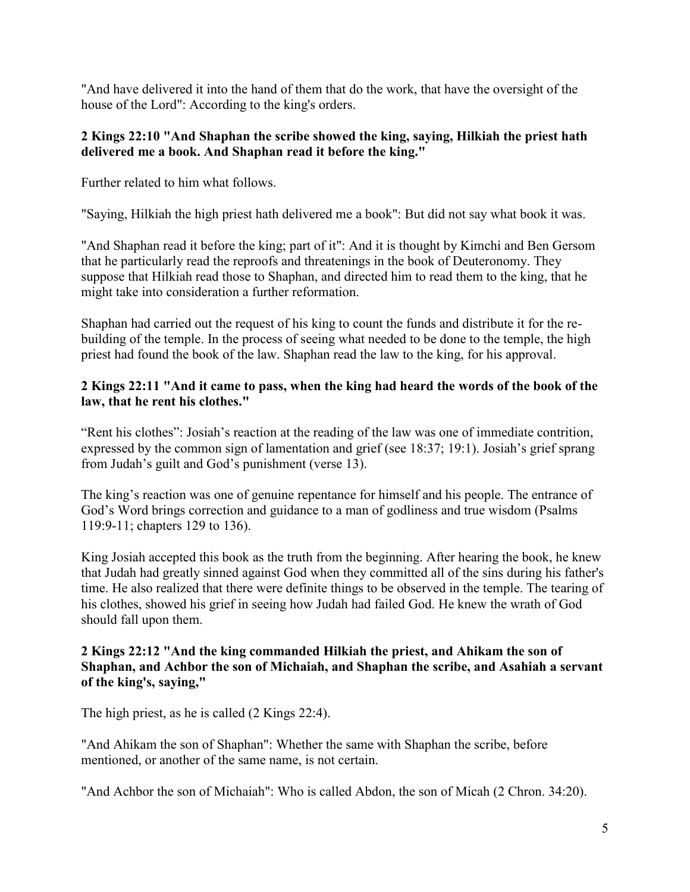"And have delivered it into the hand of them that do the work, that have the oversight of the house of the Lord": According to the king's orders.

**2 Kings 22:10 "And Shaphan the scribe showed the king, saying, Hilkiah the priest hath delivered me a book. And Shaphan read it before the king."**

Further related to him what follows.

"Saying, Hilkiah the high priest hath delivered me a book": But did not say what book it was.

"And Shaphan read it before the king; part of it": And it is thought by Kimchi and Ben Gersom that he particularly read the reproofs and threatenings in the book of Deuteronomy. They suppose that Hilkiah read those to Shaphan, and directed him to read them to the king, that he might take into consideration a further reformation.

Shaphan had carried out the request of his king to count the funds and distribute it for the re-building of the temple. In the process of seeing what needed to be done to the temple, the high priest had found the book of the law. Shaphan read the law to the king, for his approval.

**2 Kings 22:11 "And it came to pass, when the king had heard the words of the book of the law, that he rent his clothes."**

"Rent his clothes": Josiah's reaction at the reading of the law was one of immediate contrition, expressed by the common sign of lamentation and grief (see 18:37; 19:1). Josiah's grief sprang from Judah's guilt and God's punishment (verse 13).

The king's reaction was one of genuine repentance for himself and his people. The entrance of God's Word brings correction and guidance to a man of godliness and true wisdom (Psalms 119:9-11; chapters 129 to 136).

King Josiah accepted this book as the truth from the beginning. After hearing the book, he knew that Judah had greatly sinned against God when they committed all of the sins during his father's time. He also realized that there were definite things to be observed in the temple. The tearing of his clothes, showed his grief in seeing how Judah had failed God. He knew the wrath of God should fall upon them.

**2 Kings 22:12 "And the king commanded Hilkiah the priest, and Ahikam the son of Shaphan, and Achbor the son of Michaiah, and Shaphan the scribe, and Asahiah a servant of the king's, saying,"**

The high priest, as he is called (2 Kings 22:4).

"And Ahikam the son of Shaphan": Whether the same with Shaphan the scribe, before mentioned, or another of the same name, is not certain.

"And Achbor the son of Michaiah": Who is called Abdon, the son of Micah (2 Chron. 34:20).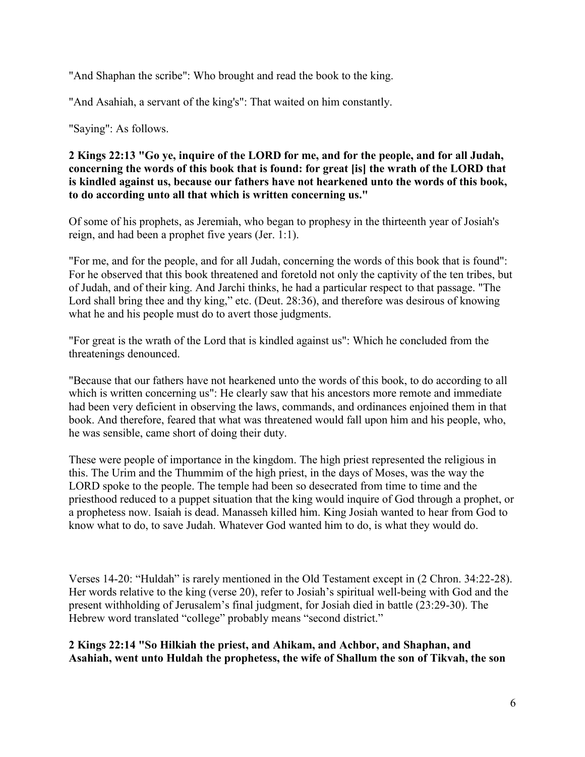"And Shaphan the scribe": Who brought and read the book to the king.

"And Asahiah, a servant of the king's": That waited on him constantly.

"Saying": As follows.

**2 Kings 22:13 "Go ye, inquire of the LORD for me, and for the people, and for all Judah, concerning the words of this book that is found: for great [is] the wrath of the LORD that is kindled against us, because our fathers have not hearkened unto the words of this book, to do according unto all that which is written concerning us."**

Of some of his prophets, as Jeremiah, who began to prophesy in the thirteenth year of Josiah's reign, and had been a prophet five years (Jer. 1:1).

"For me, and for the people, and for all Judah, concerning the words of this book that is found": For he observed that this book threatened and foretold not only the captivity of the ten tribes, but of Judah, and of their king. And Jarchi thinks, he had a particular respect to that passage. "The Lord shall bring thee and thy king," etc. (Deut. 28:36), and therefore was desirous of knowing what he and his people must do to avert those judgments.

"For great is the wrath of the Lord that is kindled against us": Which he concluded from the threatenings denounced.

"Because that our fathers have not hearkened unto the words of this book, to do according to all which is written concerning us": He clearly saw that his ancestors more remote and immediate had been very deficient in observing the laws, commands, and ordinances enjoined them in that book. And therefore, feared that what was threatened would fall upon him and his people, who, he was sensible, came short of doing their duty.

These were people of importance in the kingdom. The high priest represented the religious in this. The Urim and the Thummim of the high priest, in the days of Moses, was the way the LORD spoke to the people. The temple had been so desecrated from time to time and the priesthood reduced to a puppet situation that the king would inquire of God through a prophet, or a prophetess now. Isaiah is dead. Manasseh killed him. King Josiah wanted to hear from God to know what to do, to save Judah. Whatever God wanted him to do, is what they would do.

Verses 14-20: "Huldah" is rarely mentioned in the Old Testament except in (2 Chron. 34:22-28). Her words relative to the king (verse 20), refer to Josiah's spiritual well-being with God and the present withholding of Jerusalem's final judgment, for Josiah died in battle (23:29-30). The Hebrew word translated "college" probably means "second district."

**2 Kings 22:14 "So Hilkiah the priest, and Ahikam, and Achbor, and Shaphan, and Asahiah, went unto Huldah the prophetess, the wife of Shallum the son of Tikvah, the son**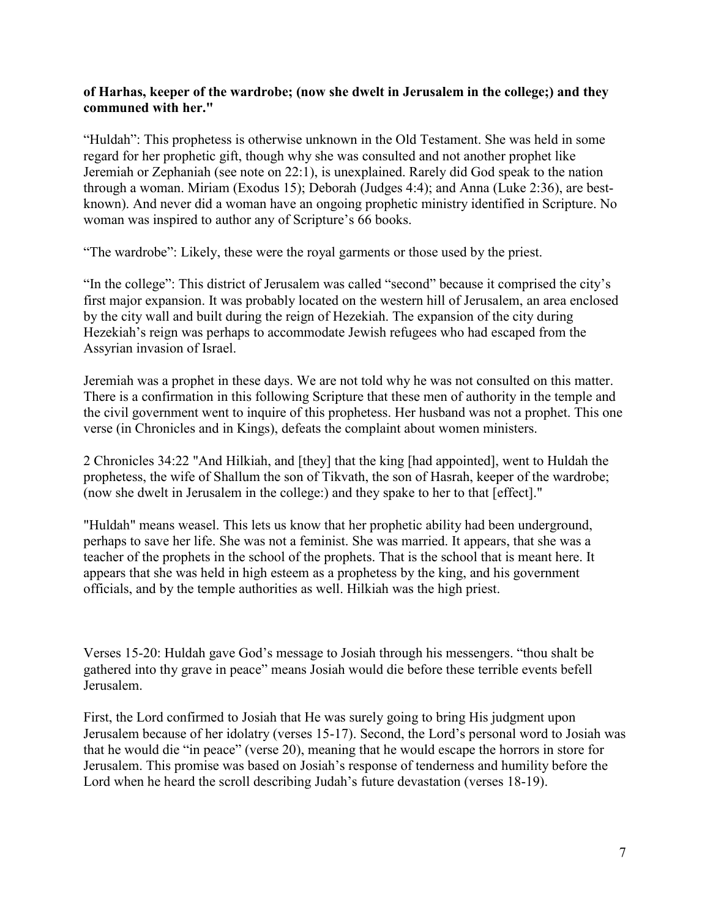**of Harhas, keeper of the wardrobe; (now she dwelt in Jerusalem in the college;) and they communed with her."**

“Huldah”: This prophetess is otherwise unknown in the Old Testament. She was held in some regard for her prophetic gift, though why she was consulted and not another prophet like Jeremiah or Zephaniah (see note on 22:1), is unexplained. Rarely did God speak to the nation through a woman. Miriam (Exodus 15); Deborah (Judges 4:4); and Anna (Luke 2:36), are best-known). And never did a woman have an ongoing prophetic ministry identified in Scripture. No woman was inspired to author any of Scripture’s 66 books.

“The wardrobe”: Likely, these were the royal garments or those used by the priest.

“In the college”: This district of Jerusalem was called “second” because it comprised the city’s first major expansion. It was probably located on the western hill of Jerusalem, an area enclosed by the city wall and built during the reign of Hezekiah. The expansion of the city during Hezekiah’s reign was perhaps to accommodate Jewish refugees who had escaped from the Assyrian invasion of Israel.

Jeremiah was a prophet in these days. We are not told why he was not consulted on this matter. There is a confirmation in this following Scripture that these men of authority in the temple and the civil government went to inquire of this prophetess. Her husband was not a prophet. This one verse (in Chronicles and in Kings), defeats the complaint about women ministers.

2 Chronicles 34:22 "And Hilkiah, and [they] that the king [had appointed], went to Huldah the prophetess, the wife of Shallum the son of Tikvath, the son of Hasrah, keeper of the wardrobe; (now she dwelt in Jerusalem in the college:) and they spake to her to that [effect]."

"Huldah" means weasel. This lets us know that her prophetic ability had been underground, perhaps to save her life. She was not a feminist. She was married. It appears, that she was a teacher of the prophets in the school of the prophets. That is the school that is meant here. It appears that she was held in high esteem as a prophetess by the king, and his government officials, and by the temple authorities as well. Hilkiah was the high priest.

Verses 15-20: Huldah gave God’s message to Josiah through his messengers. “thou shalt be gathered into thy grave in peace” means Josiah would die before these terrible events befell Jerusalem.

First, the Lord confirmed to Josiah that He was surely going to bring His judgment upon Jerusalem because of her idolatry (verses 15-17). Second, the Lord’s personal word to Josiah was that he would die “in peace” (verse 20), meaning that he would escape the horrors in store for Jerusalem. This promise was based on Josiah’s response of tenderness and humility before the Lord when he heard the scroll describing Judah’s future devastation (verses 18-19).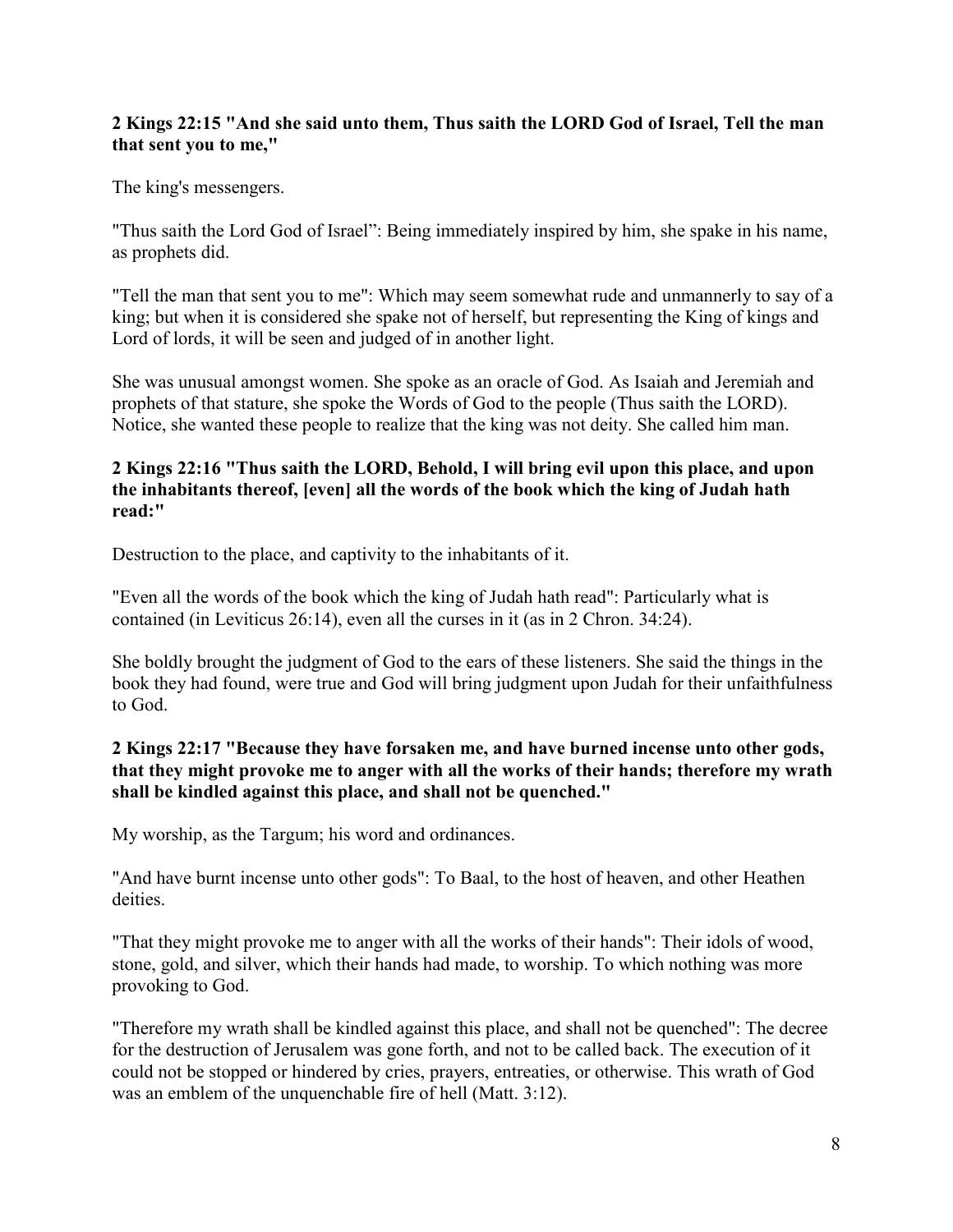**2 Kings 22:15 "And she said unto them, Thus saith the LORD God of Israel, Tell the man that sent you to me,"**

The king's messengers.

"Thus saith the Lord God of Israel": Being immediately inspired by him, she spake in his name, as prophets did.

"Tell the man that sent you to me": Which may seem somewhat rude and unmannerly to say of a king; but when it is considered she spake not of herself, but representing the King of kings and Lord of lords, it will be seen and judged of in another light.

She was unusual amongst women. She spoke as an oracle of God. As Isaiah and Jeremiah and prophets of that stature, she spoke the Words of God to the people (Thus saith the LORD). Notice, she wanted these people to realize that the king was not deity. She called him man.

**2 Kings 22:16 "Thus saith the LORD, Behold, I will bring evil upon this place, and upon the inhabitants thereof, [even] all the words of the book which the king of Judah hath read:"**

Destruction to the place, and captivity to the inhabitants of it.

"Even all the words of the book which the king of Judah hath read": Particularly what is contained (in Leviticus 26:14), even all the curses in it (as in 2 Chron. 34:24).

She boldly brought the judgment of God to the ears of these listeners. She said the things in the book they had found, were true and God will bring judgment upon Judah for their unfaithfulness to God.

**2 Kings 22:17 "Because they have forsaken me, and have burned incense unto other gods, that they might provoke me to anger with all the works of their hands; therefore my wrath shall be kindled against this place, and shall not be quenched."**

My worship, as the Targum; his word and ordinances.

"And have burnt incense unto other gods": To Baal, to the host of heaven, and other Heathen deities.

"That they might provoke me to anger with all the works of their hands": Their idols of wood, stone, gold, and silver, which their hands had made, to worship. To which nothing was more provoking to God.

"Therefore my wrath shall be kindled against this place, and shall not be quenched": The decree for the destruction of Jerusalem was gone forth, and not to be called back. The execution of it could not be stopped or hindered by cries, prayers, entreaties, or otherwise. This wrath of God was an emblem of the unquenchable fire of hell (Matt. 3:12).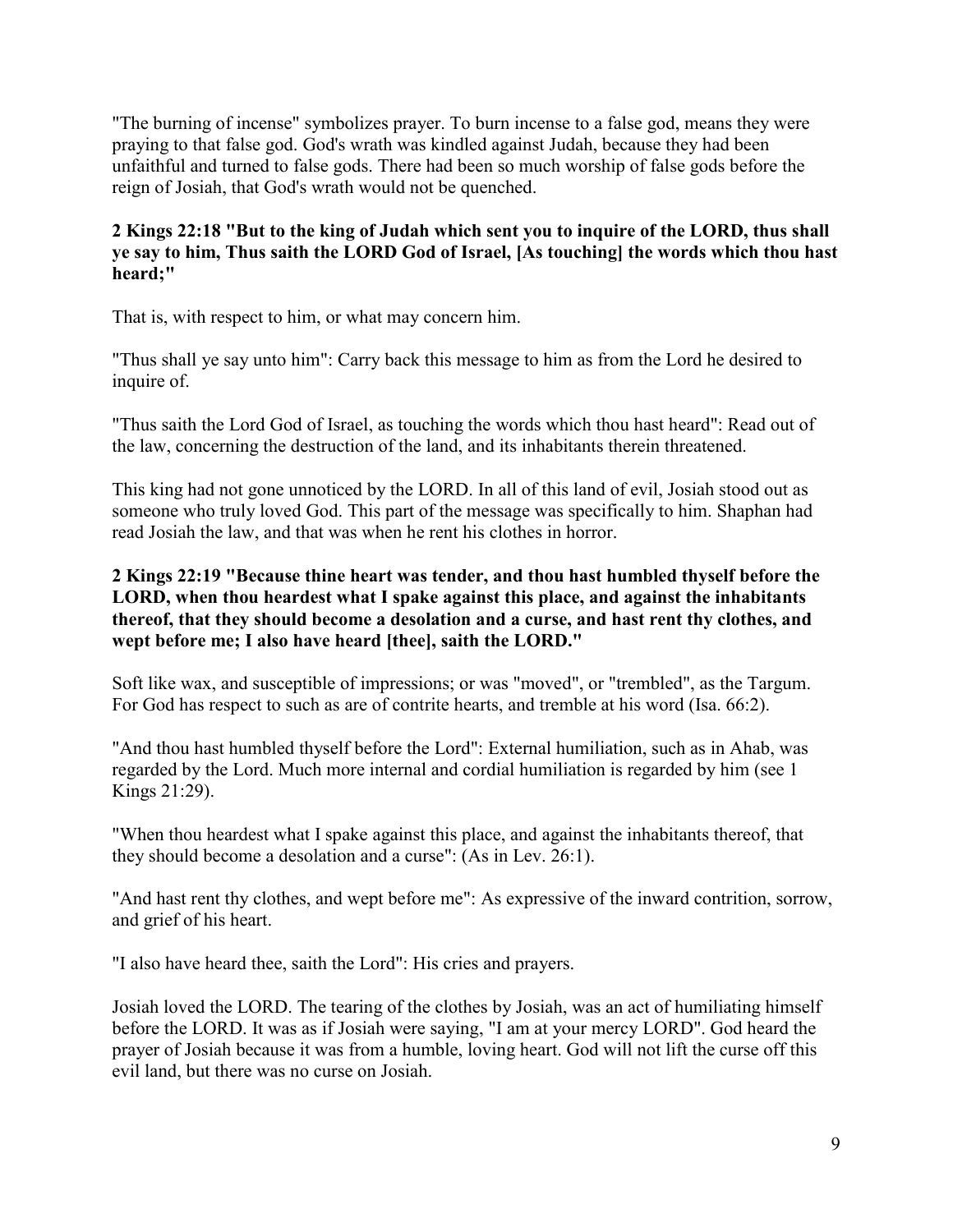"The burning of incense" symbolizes prayer. To burn incense to a false god, means they were praying to that false god. God's wrath was kindled against Judah, because they had been unfaithful and turned to false gods. There had been so much worship of false gods before the reign of Josiah, that God's wrath would not be quenched.

**2 Kings 22:18 "But to the king of Judah which sent you to inquire of the LORD, thus shall ye say to him, Thus saith the LORD God of Israel, [As touching] the words which thou hast heard;"**

That is, with respect to him, or what may concern him.

"Thus shall ye say unto him": Carry back this message to him as from the Lord he desired to inquire of.

"Thus saith the Lord God of Israel, as touching the words which thou hast heard": Read out of the law, concerning the destruction of the land, and its inhabitants therein threatened.

This king had not gone unnoticed by the LORD. In all of this land of evil, Josiah stood out as someone who truly loved God. This part of the message was specifically to him. Shaphan had read Josiah the law, and that was when he rent his clothes in horror.

**2 Kings 22:19 "Because thine heart was tender, and thou hast humbled thyself before the LORD, when thou heardest what I spake against this place, and against the inhabitants thereof, that they should become a desolation and a curse, and hast rent thy clothes, and wept before me; I also have heard [thee], saith the LORD."**

Soft like wax, and susceptible of impressions; or was "moved", or "trembled", as the Targum. For God has respect to such as are of contrite hearts, and tremble at his word (Isa. 66:2).

"And thou hast humbled thyself before the Lord": External humiliation, such as in Ahab, was regarded by the Lord. Much more internal and cordial humiliation is regarded by him (see 1 Kings 21:29).

"When thou heardest what I spake against this place, and against the inhabitants thereof, that they should become a desolation and a curse": (As in Lev. 26:1).

"And hast rent thy clothes, and wept before me": As expressive of the inward contrition, sorrow, and grief of his heart.

"I also have heard thee, saith the Lord": His cries and prayers.

Josiah loved the LORD. The tearing of the clothes by Josiah, was an act of humiliating himself before the LORD. It was as if Josiah were saying, "I am at your mercy LORD". God heard the prayer of Josiah because it was from a humble, loving heart. God will not lift the curse off this evil land, but there was no curse on Josiah.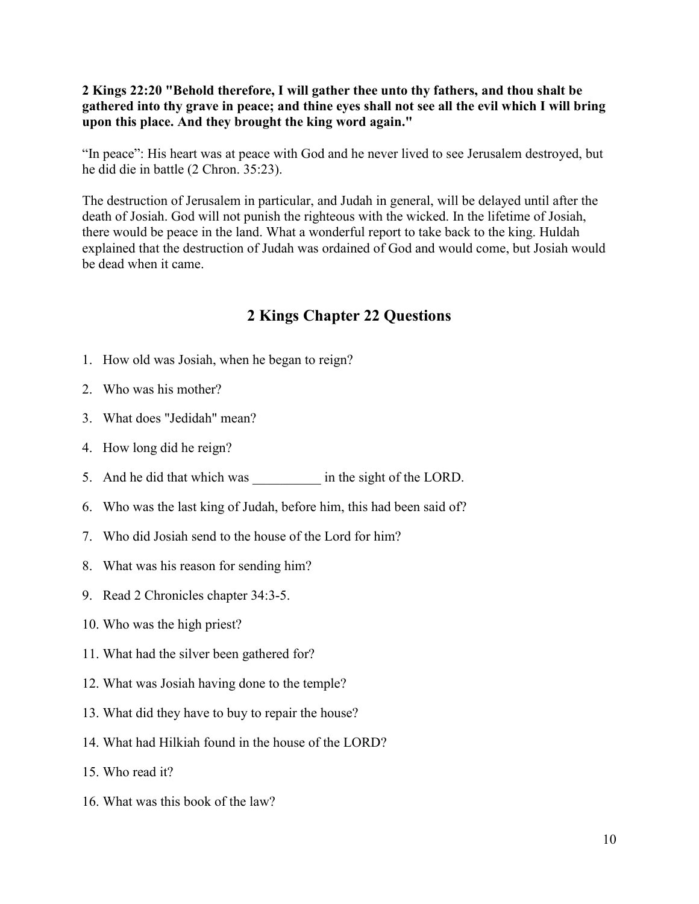**2 Kings 22:20 "Behold therefore, I will gather thee unto thy fathers, and thou shalt be gathered into thy grave in peace; and thine eyes shall not see all the evil which I will bring upon this place. And they brought the king word again."**

"In peace": His heart was at peace with God and he never lived to see Jerusalem destroyed, but he did die in battle (2 Chron. 35:23).

The destruction of Jerusalem in particular, and Judah in general, will be delayed until after the death of Josiah. God will not punish the righteous with the wicked. In the lifetime of Josiah, there would be peace in the land. What a wonderful report to take back to the king. Huldah explained that the destruction of Judah was ordained of God and would come, but Josiah would be dead when it came.

## 2 Kings Chapter 22 Questions

1. How old was Josiah, when he began to reign?
2. Who was his mother?
3. What does "Jedidah" mean?
4. How long did he reign?
5. And he did that which was __________ in the sight of the LORD.
6. Who was the last king of Judah, before him, this had been said of?
7. Who did Josiah send to the house of the Lord for him?
8. What was his reason for sending him?
9. Read 2 Chronicles chapter 34:3-5.
10. Who was the high priest?
11. What had the silver been gathered for?
12. What was Josiah having done to the temple?
13. What did they have to buy to repair the house?
14. What had Hilkiah found in the house of the LORD?
15. Who read it?
16. What was this book of the law?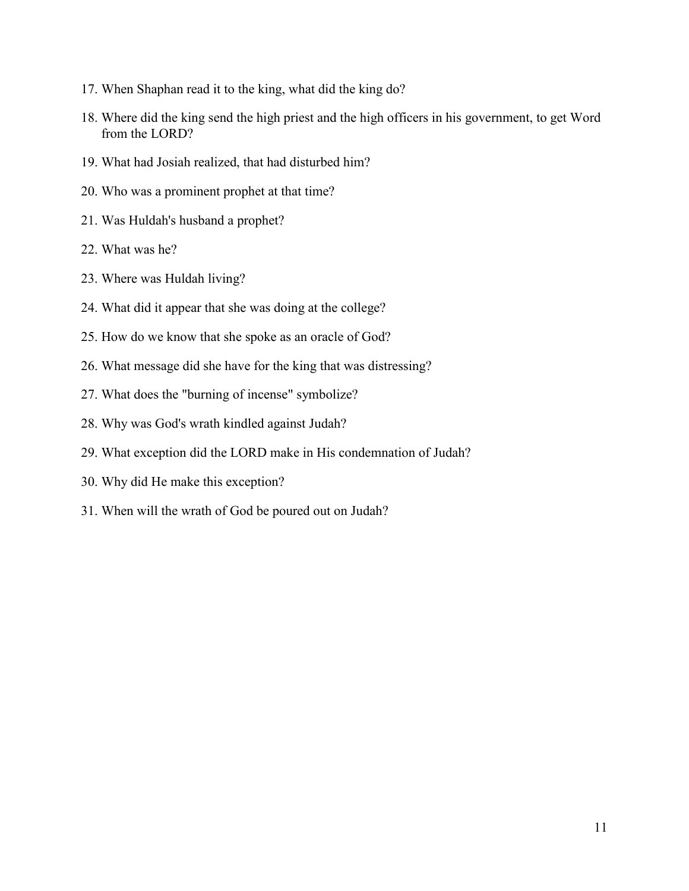17. When Shaphan read it to the king, what did the king do?
18. Where did the king send the high priest and the high officers in his government, to get Word from the LORD?
19. What had Josiah realized, that had disturbed him?
20. Who was a prominent prophet at that time?
21. Was Huldah's husband a prophet?
22. What was he?
23. Where was Huldah living?
24. What did it appear that she was doing at the college?
25. How do we know that she spoke as an oracle of God?
26. What message did she have for the king that was distressing?
27. What does the "burning of incense" symbolize?
28. Why was God's wrath kindled against Judah?
29. What exception did the LORD make in His condemnation of Judah?
30. Why did He make this exception?
31. When will the wrath of God be poured out on Judah?